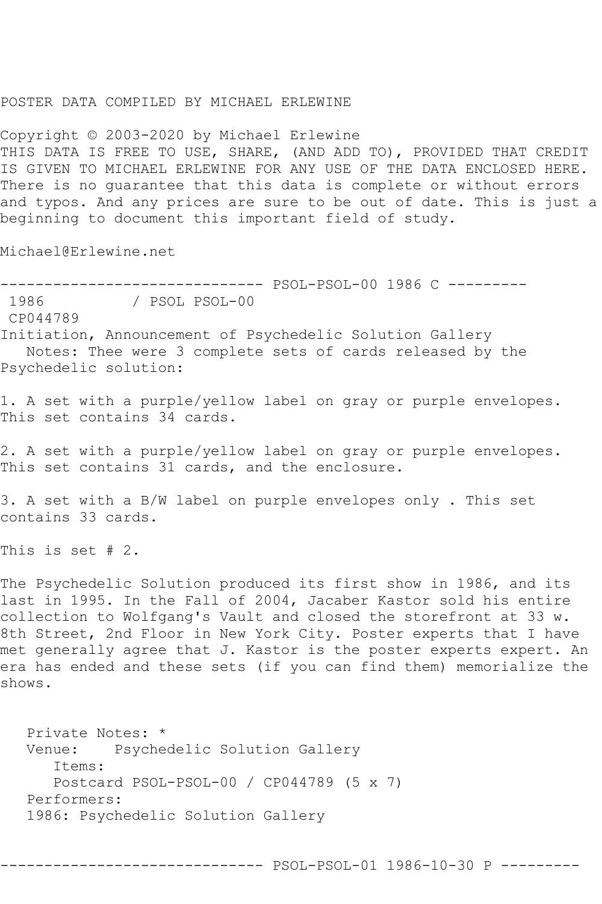POSTER DATA COMPILED BY MICHAEL ERLEWINE

Copyright © 2003-2020 by Michael Erlewine
THIS DATA IS FREE TO USE, SHARE, (AND ADD TO), PROVIDED THAT CREDIT IS GIVEN TO MICHAEL ERLEWINE FOR ANY USE OF THE DATA ENCLOSED HERE. There is no guarantee that this data is complete or without errors and typos. And any prices are sure to be out of date. This is just a beginning to document this important field of study.

Michael@Erlewine.net

------------------------------ PSOL-PSOL-00 1986 C ---------

1986 / PSOL PSOL-00
CP044789
Initiation, Announcement of Psychedelic Solution Gallery
Notes: Thee were 3 complete sets of cards released by the Psychedelic solution:

1. A set with a purple/yellow label on gray or purple envelopes. This set contains 34 cards.

2. A set with a purple/yellow label on gray or purple envelopes. This set contains 31 cards, and the enclosure.

3. A set with a B/W label on purple envelopes only . This set contains 33 cards.

This is set # 2.

The Psychedelic Solution produced its first show in 1986, and its last in 1995. In the Fall of 2004, Jacaber Kastor sold his entire collection to Wolfgang's Vault and closed the storefront at 33 w. 8th Street, 2nd Floor in New York City. Poster experts that I have met generally agree that J. Kastor is the poster experts expert. An era has ended and these sets (if you can find them) memorialize the shows.

Private Notes: *
Venue: Psychedelic Solution Gallery
Items:
Postcard PSOL-PSOL-00 / CP044789 (5 x 7)
Performers:
1986: Psychedelic Solution Gallery

------------------------------ PSOL-PSOL-01 1986-10-30 P ---------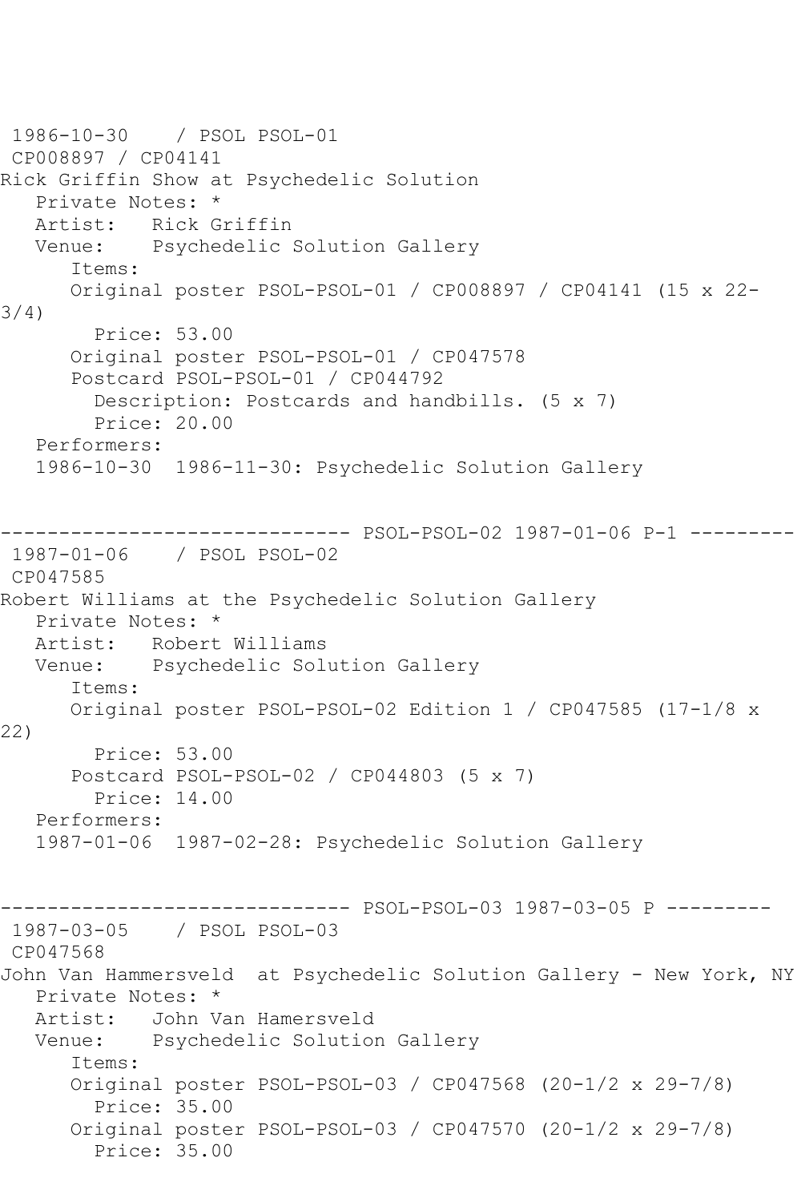```
1986-10-30    / PSOL PSOL-01
 CP008897 / CP04141
Rick Griffin Show at Psychedelic Solution
   Private Notes: *
   Artist:   Rick Griffin
   Venue:    Psychedelic Solution Gallery
      Items:
      Original poster PSOL-PSOL-01 / CP008897 / CP04141 (15 x 22-
3/4)
        Price: 53.00
      Original poster PSOL-PSOL-01 / CP047578
      Postcard PSOL-PSOL-01 / CP044792
        Description: Postcards and handbills. (5 x 7)
        Price: 20.00
   Performers:
   1986-10-30  1986-11-30: Psychedelic Solution Gallery


------------------------------ PSOL-PSOL-02 1987-01-06 P-1 ---------
 1987-01-06    / PSOL PSOL-02
 CP047585
Robert Williams at the Psychedelic Solution Gallery
   Private Notes: *
   Artist:   Robert Williams
   Venue:    Psychedelic Solution Gallery
      Items:
      Original poster PSOL-PSOL-02 Edition 1 / CP047585 (17-1/8 x
22)
        Price: 53.00
      Postcard PSOL-PSOL-02 / CP044803 (5 x 7)
        Price: 14.00
   Performers:
   1987-01-06  1987-02-28: Psychedelic Solution Gallery


------------------------------ PSOL-PSOL-03 1987-03-05 P ---------
 1987-03-05    / PSOL PSOL-03
 CP047568
John Van Hammersveld  at Psychedelic Solution Gallery - New York, NY
   Private Notes: *
   Artist:   John Van Hamersveld
   Venue:    Psychedelic Solution Gallery
      Items:
      Original poster PSOL-PSOL-03 / CP047568 (20-1/2 x 29-7/8)
        Price: 35.00
      Original poster PSOL-PSOL-03 / CP047570 (20-1/2 x 29-7/8)
        Price: 35.00
```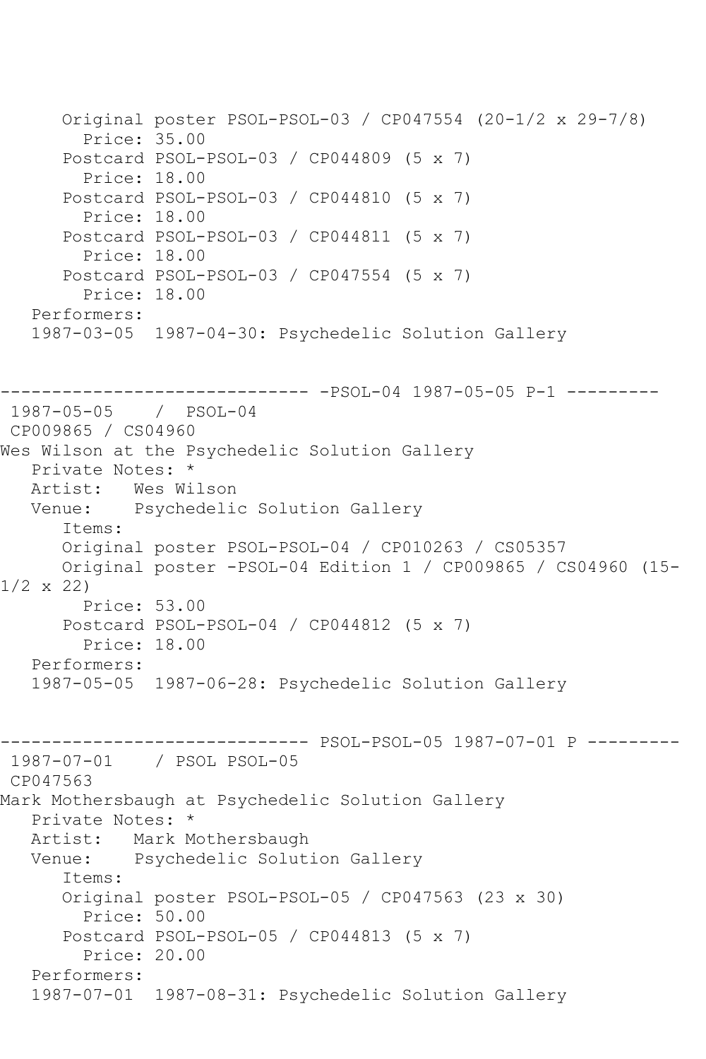Original poster PSOL-PSOL-03 / CP047554 (20-1/2 x 29-7/8)
  Price: 35.00
Postcard PSOL-PSOL-03 / CP044809 (5 x 7)
  Price: 18.00
Postcard PSOL-PSOL-03 / CP044810 (5 x 7)
  Price: 18.00
Postcard PSOL-PSOL-03 / CP044811 (5 x 7)
  Price: 18.00
Postcard PSOL-PSOL-03 / CP047554 (5 x 7)
  Price: 18.00
Performers:
1987-03-05  1987-04-30: Psychedelic Solution Gallery

------------------------------ -PSOL-04 1987-05-05 P-1 ---------

1987-05-05    /  PSOL-04
CP009865 / CS04960
Wes Wilson at the Psychedelic Solution Gallery
Private Notes: *
Artist:   Wes Wilson
Venue:    Psychedelic Solution Gallery
Items:
Original poster PSOL-PSOL-04 / CP010263 / CS05357
Original poster -PSOL-04 Edition 1 / CP009865 / CS04960 (15-1/2 x 22)
  Price: 53.00
Postcard PSOL-PSOL-04 / CP044812 (5 x 7)
  Price: 18.00
Performers:
1987-05-05  1987-06-28: Psychedelic Solution Gallery

------------------------------ PSOL-PSOL-05 1987-07-01 P ---------

1987-07-01    / PSOL PSOL-05
CP047563
Mark Mothersbaugh at Psychedelic Solution Gallery
Private Notes: *
Artist:   Mark Mothersbaugh
Venue:    Psychedelic Solution Gallery
Items:
Original poster PSOL-PSOL-05 / CP047563 (23 x 30)
  Price: 50.00
Postcard PSOL-PSOL-05 / CP044813 (5 x 7)
  Price: 20.00
Performers:
1987-07-01  1987-08-31: Psychedelic Solution Gallery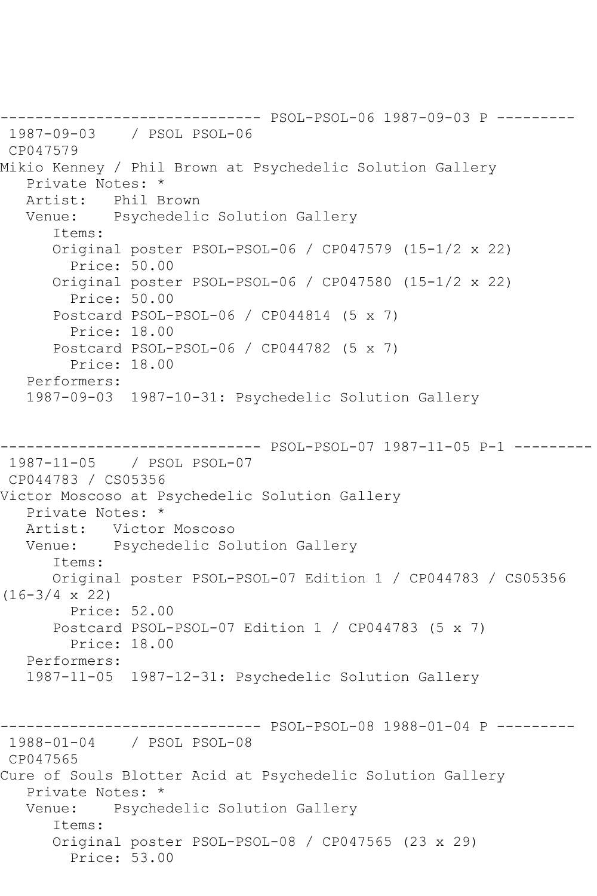------------------------------ PSOL-PSOL-06 1987-09-03 P ---------

1987-09-03 / PSOL PSOL-06

CP047579

Mikio Kenney / Phil Brown at Psychedelic Solution Gallery

Private Notes: *

Artist: Phil Brown

Venue: Psychedelic Solution Gallery

Items:

Original poster PSOL-PSOL-06 / CP047579 (15-1/2 x 22)

Price: 50.00

Original poster PSOL-PSOL-06 / CP047580 (15-1/2 x 22)

Price: 50.00

Postcard PSOL-PSOL-06 / CP044814 (5 x 7)

Price: 18.00

Postcard PSOL-PSOL-06 / CP044782 (5 x 7)

Price: 18.00

Performers:

1987-09-03 1987-10-31: Psychedelic Solution Gallery

------------------------------ PSOL-PSOL-07 1987-11-05 P-1 ---------

1987-11-05 / PSOL PSOL-07

CP044783 / CS05356

Victor Moscoso at Psychedelic Solution Gallery

Private Notes: *

Artist: Victor Moscoso

Venue: Psychedelic Solution Gallery

Items:

Original poster PSOL-PSOL-07 Edition 1 / CP044783 / CS05356 (16-3/4 x 22)

Price: 52.00

Postcard PSOL-PSOL-07 Edition 1 / CP044783 (5 x 7)

Price: 18.00

Performers:

1987-11-05 1987-12-31: Psychedelic Solution Gallery

------------------------------ PSOL-PSOL-08 1988-01-04 P ---------

1988-01-04 / PSOL PSOL-08

CP047565

Cure of Souls Blotter Acid at Psychedelic Solution Gallery

Private Notes: *

Venue: Psychedelic Solution Gallery

Items:

Original poster PSOL-PSOL-08 / CP047565 (23 x 29)

Price: 53.00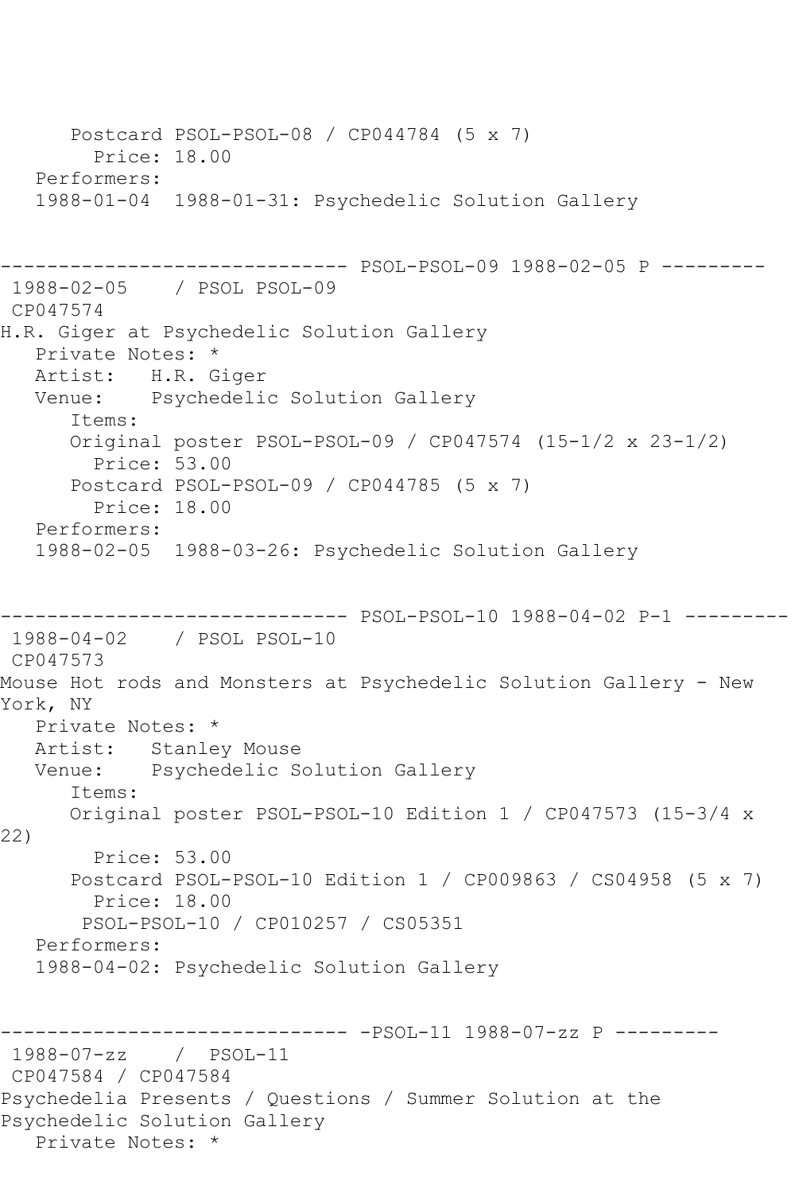```
      Postcard PSOL-PSOL-08 / CP044784 (5 x 7)
        Price: 18.00
   Performers:
   1988-01-04  1988-01-31: Psychedelic Solution Gallery


------------------------------ PSOL-PSOL-09 1988-02-05 P ---------
 1988-02-05    / PSOL PSOL-09
 CP047574
H.R. Giger at Psychedelic Solution Gallery
   Private Notes: *
   Artist:   H.R. Giger
   Venue:    Psychedelic Solution Gallery
      Items:
      Original poster PSOL-PSOL-09 / CP047574 (15-1/2 x 23-1/2)
        Price: 53.00
      Postcard PSOL-PSOL-09 / CP044785 (5 x 7)
        Price: 18.00
   Performers:
   1988-02-05  1988-03-26: Psychedelic Solution Gallery


------------------------------ PSOL-PSOL-10 1988-04-02 P-1 ---------
 1988-04-02    / PSOL PSOL-10
 CP047573
Mouse Hot rods and Monsters at Psychedelic Solution Gallery - New
York, NY
   Private Notes: *
   Artist:   Stanley Mouse
   Venue:    Psychedelic Solution Gallery
      Items:
      Original poster PSOL-PSOL-10 Edition 1 / CP047573 (15-3/4 x
22)
        Price: 53.00
      Postcard PSOL-PSOL-10 Edition 1 / CP009863 / CS04958 (5 x 7)
        Price: 18.00
       PSOL-PSOL-10 / CP010257 / CS05351
   Performers:
   1988-04-02: Psychedelic Solution Gallery


------------------------------ -PSOL-11 1988-07-zz P ---------
 1988-07-zz    /  PSOL-11
 CP047584 / CP047584
Psychedelia Presents / Questions / Summer Solution at the
Psychedelic Solution Gallery
   Private Notes: *
```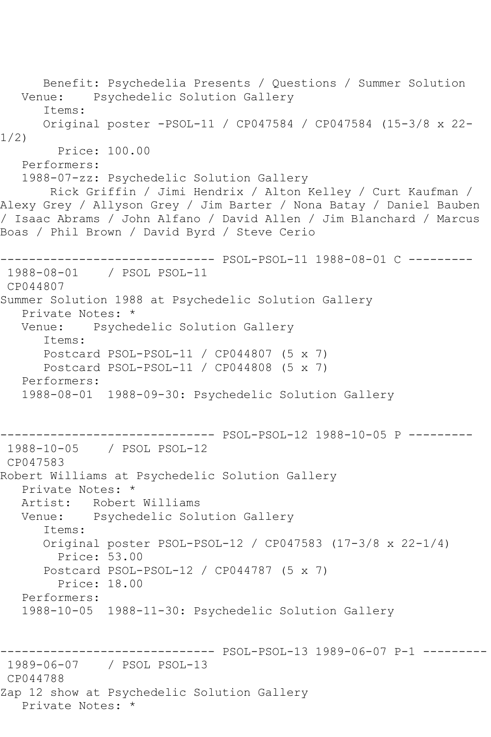Benefit: Psychedelia Presents / Questions / Summer Solution
Venue: Psychedelic Solution Gallery
Items:
Original poster -PSOL-11 / CP047584 / CP047584 (15-3/8 x 22-1/2)
Price: 100.00
Performers:
1988-07-zz: Psychedelic Solution Gallery
Rick Griffin / Jimi Hendrix / Alton Kelley / Curt Kaufman / Alexy Grey / Allyson Grey / Jim Barter / Nona Batay / Daniel Bauben / Isaac Abrams / John Alfano / David Allen / Jim Blanchard / Marcus Boas / Phil Brown / David Byrd / Steve Cerio

------------------------------ PSOL-PSOL-11 1988-08-01 C ---------

1988-08-01 / PSOL PSOL-11
CP044807
Summer Solution 1988 at Psychedelic Solution Gallery
Private Notes: *
Venue: Psychedelic Solution Gallery
Items:
Postcard PSOL-PSOL-11 / CP044807 (5 x 7)
Postcard PSOL-PSOL-11 / CP044808 (5 x 7)
Performers:
1988-08-01 1988-09-30: Psychedelic Solution Gallery

------------------------------ PSOL-PSOL-12 1988-10-05 P ---------

1988-10-05 / PSOL PSOL-12
CP047583
Robert Williams at Psychedelic Solution Gallery
Private Notes: *
Artist: Robert Williams
Venue: Psychedelic Solution Gallery
Items:
Original poster PSOL-PSOL-12 / CP047583 (17-3/8 x 22-1/4)
Price: 53.00
Postcard PSOL-PSOL-12 / CP044787 (5 x 7)
Price: 18.00
Performers:
1988-10-05 1988-11-30: Psychedelic Solution Gallery

------------------------------ PSOL-PSOL-13 1989-06-07 P-1 ---------

1989-06-07 / PSOL PSOL-13
CP044788
Zap 12 show at Psychedelic Solution Gallery
Private Notes: *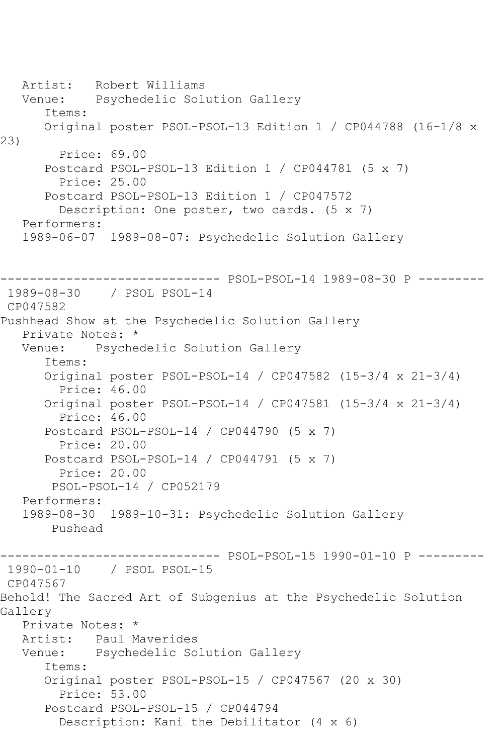```
   Artist:   Robert Williams
   Venue:    Psychedelic Solution Gallery
      Items:
      Original poster PSOL-PSOL-13 Edition 1 / CP044788 (16-1/8 x 
23)
        Price: 69.00
      Postcard PSOL-PSOL-13 Edition 1 / CP044781 (5 x 7)
        Price: 25.00
      Postcard PSOL-PSOL-13 Edition 1 / CP047572
        Description: One poster, two cards. (5 x 7)
   Performers:
   1989-06-07  1989-08-07: Psychedelic Solution Gallery


------------------------------ PSOL-PSOL-14 1989-08-30 P ---------
 1989-08-30    / PSOL PSOL-14
 CP047582
Pushhead Show at the Psychedelic Solution Gallery
   Private Notes: *
   Venue:    Psychedelic Solution Gallery
      Items:
      Original poster PSOL-PSOL-14 / CP047582 (15-3/4 x 21-3/4)
        Price: 46.00
      Original poster PSOL-PSOL-14 / CP047581 (15-3/4 x 21-3/4)
        Price: 46.00
      Postcard PSOL-PSOL-14 / CP044790 (5 x 7)
        Price: 20.00
      Postcard PSOL-PSOL-14 / CP044791 (5 x 7)
        Price: 20.00
       PSOL-PSOL-14 / CP052179
   Performers:
   1989-08-30  1989-10-31: Psychedelic Solution Gallery
       Pushead

------------------------------ PSOL-PSOL-15 1990-01-10 P ---------
 1990-01-10    / PSOL PSOL-15
 CP047567
Behold! The Sacred Art of Subgenius at the Psychedelic Solution 
Gallery
   Private Notes: *
   Artist:   Paul Maverides
   Venue:    Psychedelic Solution Gallery
      Items:
      Original poster PSOL-PSOL-15 / CP047567 (20 x 30)
        Price: 53.00
      Postcard PSOL-PSOL-15 / CP044794
        Description: Kani the Debilitator (4 x 6)
```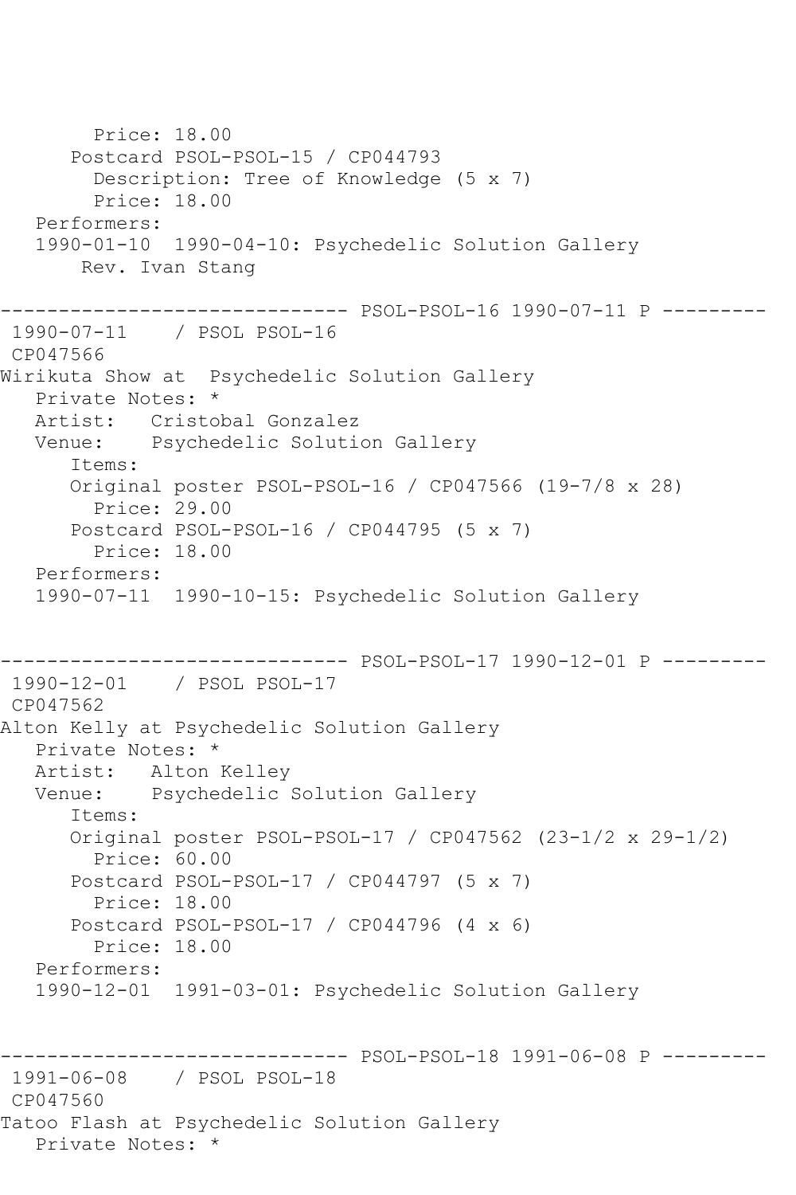```
        Price: 18.00
      Postcard PSOL-PSOL-15 / CP044793
        Description: Tree of Knowledge (5 x 7)
        Price: 18.00
   Performers:
   1990-01-10  1990-04-10: Psychedelic Solution Gallery
       Rev. Ivan Stang

------------------------------ PSOL-PSOL-16 1990-07-11 P ---------
 1990-07-11    / PSOL PSOL-16
 CP047566
Wirikuta Show at  Psychedelic Solution Gallery
   Private Notes: *
   Artist:   Cristobal Gonzalez
   Venue:    Psychedelic Solution Gallery
      Items:
      Original poster PSOL-PSOL-16 / CP047566 (19-7/8 x 28)
        Price: 29.00
      Postcard PSOL-PSOL-16 / CP044795 (5 x 7)
        Price: 18.00
   Performers:
   1990-07-11  1990-10-15: Psychedelic Solution Gallery


------------------------------ PSOL-PSOL-17 1990-12-01 P ---------
 1990-12-01    / PSOL PSOL-17
 CP047562
Alton Kelly at Psychedelic Solution Gallery
   Private Notes: *
   Artist:   Alton Kelley
   Venue:    Psychedelic Solution Gallery
      Items:
      Original poster PSOL-PSOL-17 / CP047562 (23-1/2 x 29-1/2)
        Price: 60.00
      Postcard PSOL-PSOL-17 / CP044797 (5 x 7)
        Price: 18.00
      Postcard PSOL-PSOL-17 / CP044796 (4 x 6)
        Price: 18.00
   Performers:
   1990-12-01  1991-03-01: Psychedelic Solution Gallery


------------------------------ PSOL-PSOL-18 1991-06-08 P ---------
 1991-06-08    / PSOL PSOL-18
 CP047560
Tatoo Flash at Psychedelic Solution Gallery
   Private Notes: *
```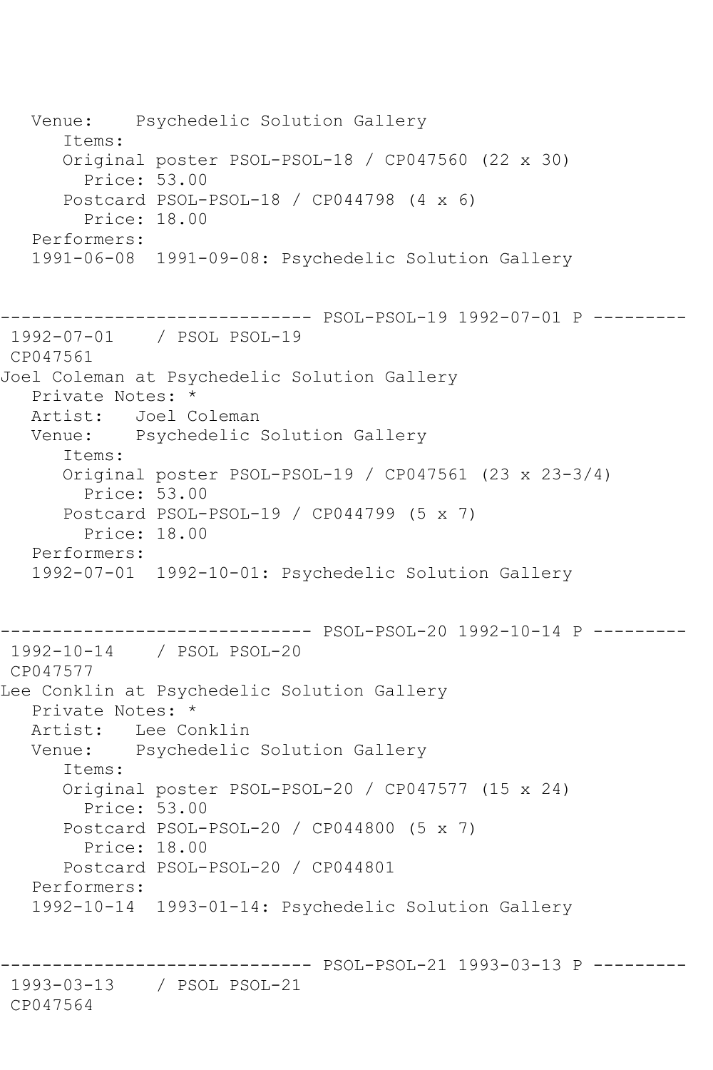```
   Venue:    Psychedelic Solution Gallery
      Items:
      Original poster PSOL-PSOL-18 / CP047560 (22 x 30)
        Price: 53.00
      Postcard PSOL-PSOL-18 / CP044798 (4 x 6)
        Price: 18.00
   Performers:
   1991-06-08  1991-09-08: Psychedelic Solution Gallery


------------------------------ PSOL-PSOL-19 1992-07-01 P ---------
 1992-07-01    / PSOL PSOL-19
 CP047561
Joel Coleman at Psychedelic Solution Gallery
   Private Notes: *
   Artist:   Joel Coleman
   Venue:    Psychedelic Solution Gallery
      Items:
      Original poster PSOL-PSOL-19 / CP047561 (23 x 23-3/4)
        Price: 53.00
      Postcard PSOL-PSOL-19 / CP044799 (5 x 7)
        Price: 18.00
   Performers:
   1992-07-01  1992-10-01: Psychedelic Solution Gallery


------------------------------ PSOL-PSOL-20 1992-10-14 P ---------
 1992-10-14    / PSOL PSOL-20
 CP047577
Lee Conklin at Psychedelic Solution Gallery
   Private Notes: *
   Artist:   Lee Conklin
   Venue:    Psychedelic Solution Gallery
      Items:
      Original poster PSOL-PSOL-20 / CP047577 (15 x 24)
        Price: 53.00
      Postcard PSOL-PSOL-20 / CP044800 (5 x 7)
        Price: 18.00
      Postcard PSOL-PSOL-20 / CP044801
   Performers:
   1992-10-14  1993-01-14: Psychedelic Solution Gallery


------------------------------ PSOL-PSOL-21 1993-03-13 P ---------
 1993-03-13    / PSOL PSOL-21
 CP047564
```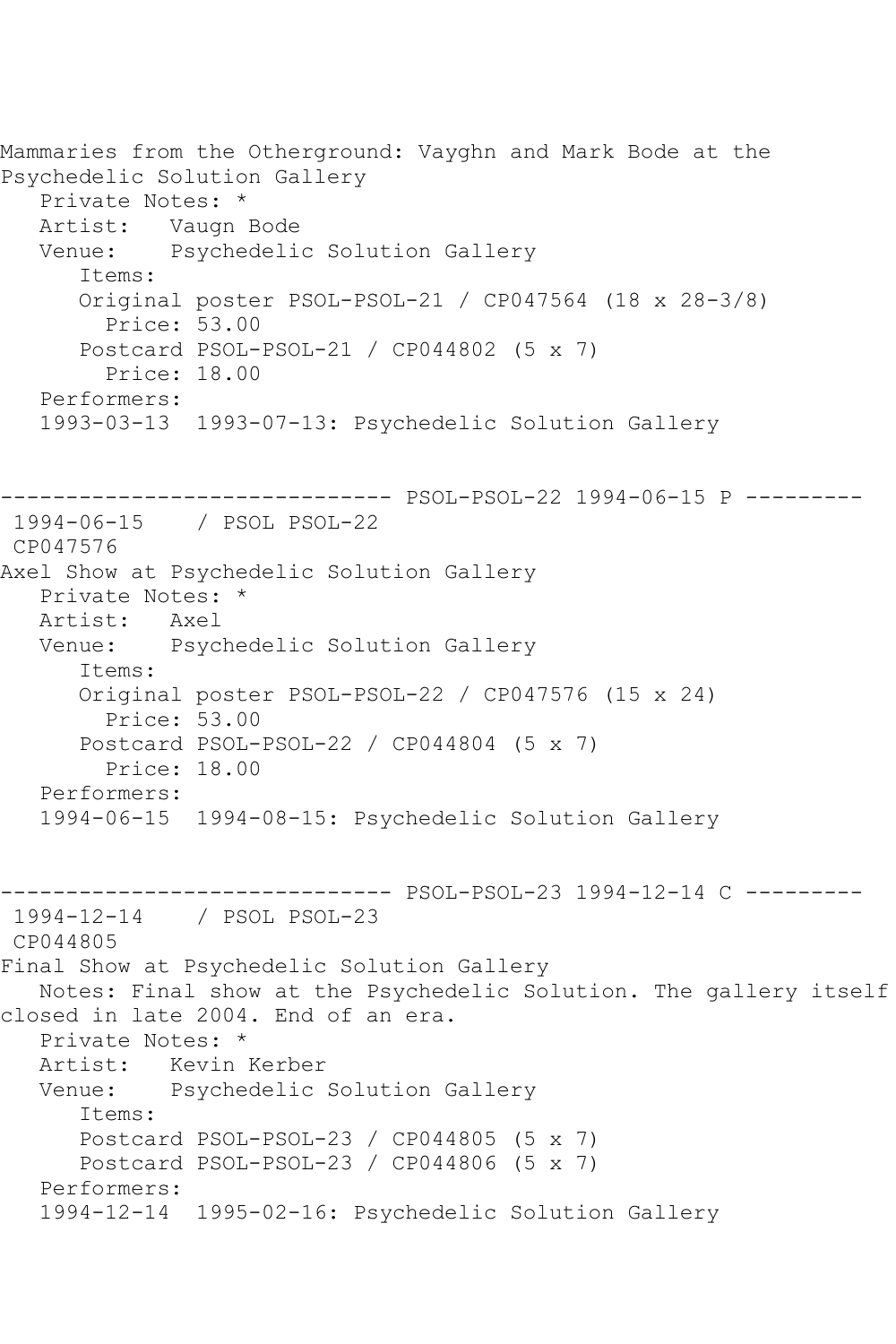Mammaries from the Otherground: Vayghn and Mark Bode at the Psychedelic Solution Gallery

```
   Private Notes: *
   Artist:   Vaugn Bode
   Venue:    Psychedelic Solution Gallery
      Items:
      Original poster PSOL-PSOL-21 / CP047564 (18 x 28-3/8)
        Price: 53.00
      Postcard PSOL-PSOL-21 / CP044802 (5 x 7)
        Price: 18.00
   Performers:
   1993-03-13  1993-07-13: Psychedelic Solution Gallery
```

------------------------------ PSOL-PSOL-22 1994-06-15 P ---------

```
 1994-06-15    / PSOL PSOL-22
 CP047576
```

Axel Show at Psychedelic Solution Gallery

```
   Private Notes: *
   Artist:   Axel
   Venue:    Psychedelic Solution Gallery
      Items:
      Original poster PSOL-PSOL-22 / CP047576 (15 x 24)
        Price: 53.00
      Postcard PSOL-PSOL-22 / CP044804 (5 x 7)
        Price: 18.00
   Performers:
   1994-06-15  1994-08-15: Psychedelic Solution Gallery
```

------------------------------ PSOL-PSOL-23 1994-12-14 C ---------

```
 1994-12-14    / PSOL PSOL-23
 CP044805
```

Final Show at Psychedelic Solution Gallery

Notes: Final show at the Psychedelic Solution. The gallery itself closed in late 2004. End of an era.

```
   Private Notes: *
   Artist:   Kevin Kerber
   Venue:    Psychedelic Solution Gallery
      Items:
      Postcard PSOL-PSOL-23 / CP044805 (5 x 7)
      Postcard PSOL-PSOL-23 / CP044806 (5 x 7)
   Performers:
   1994-12-14  1995-02-16: Psychedelic Solution Gallery
```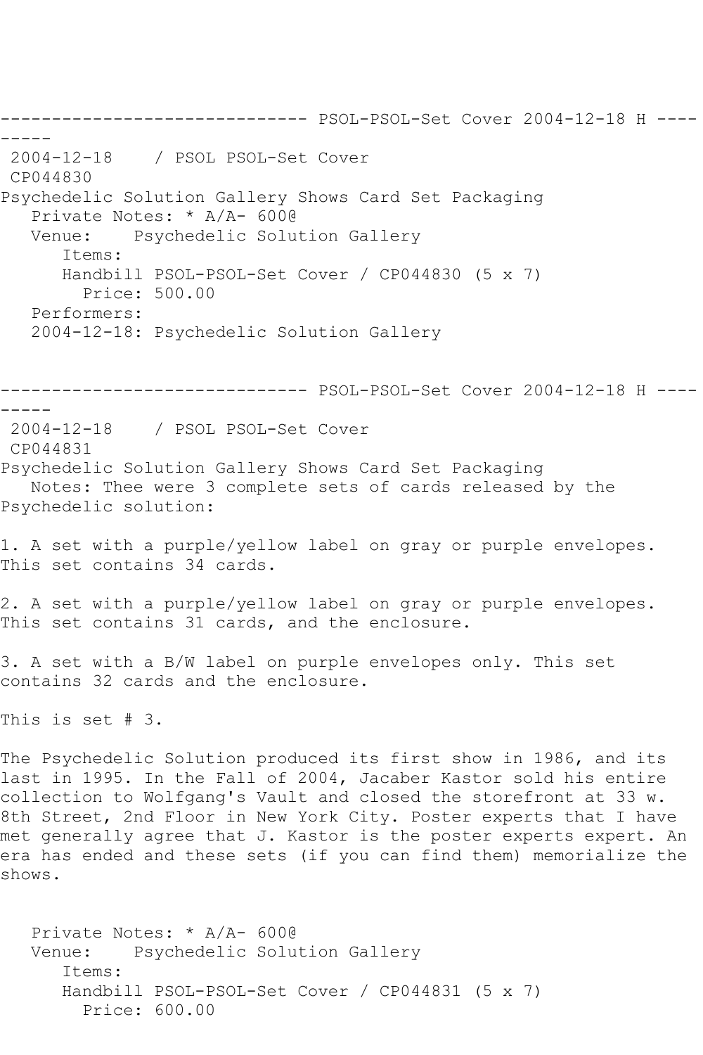------------------------------ PSOL-PSOL-Set Cover 2004-12-18 H ---------

2004-12-18 / PSOL PSOL-Set Cover
CP044830
Psychedelic Solution Gallery Shows Card Set Packaging
Private Notes: * A/A- 600@
Venue: Psychedelic Solution Gallery
Items:
Handbill PSOL-PSOL-Set Cover / CP044830 (5 x 7)
Price: 500.00
Performers:
2004-12-18: Psychedelic Solution Gallery

------------------------------ PSOL-PSOL-Set Cover 2004-12-18 H ---------

2004-12-18 / PSOL PSOL-Set Cover
CP044831
Psychedelic Solution Gallery Shows Card Set Packaging
Notes: Thee were 3 complete sets of cards released by the Psychedelic solution:

1. A set with a purple/yellow label on gray or purple envelopes. This set contains 34 cards.

2. A set with a purple/yellow label on gray or purple envelopes. This set contains 31 cards, and the enclosure.

3. A set with a B/W label on purple envelopes only. This set contains 32 cards and the enclosure.

This is set # 3.

The Psychedelic Solution produced its first show in 1986, and its last in 1995. In the Fall of 2004, Jacaber Kastor sold his entire collection to Wolfgang's Vault and closed the storefront at 33 w. 8th Street, 2nd Floor in New York City. Poster experts that I have met generally agree that J. Kastor is the poster experts expert. An era has ended and these sets (if you can find them) memorialize the shows.

Private Notes: * A/A- 600@
Venue: Psychedelic Solution Gallery
Items:
Handbill PSOL-PSOL-Set Cover / CP044831 (5 x 7)
Price: 600.00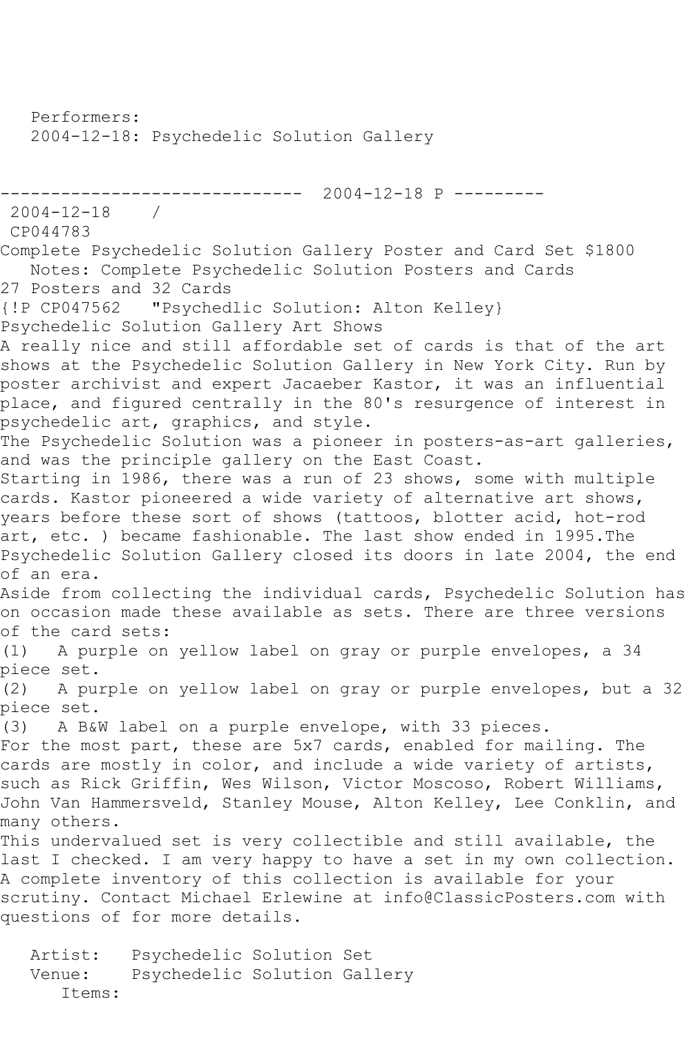Performers:
2004-12-18: Psychedelic Solution Gallery

------------------------------ 2004-12-18 P ---------
2004-12-18 /
CP044783
Complete Psychedelic Solution Gallery Poster and Card Set $1800
Notes: Complete Psychedelic Solution Posters and Cards
27 Posters and 32 Cards
{!P CP047562 "Psychedlic Solution: Alton Kelley}
Psychedelic Solution Gallery Art Shows
A really nice and still affordable set of cards is that of the art shows at the Psychedelic Solution Gallery in New York City. Run by poster archivist and expert Jacaeber Kastor, it was an influential place, and figured centrally in the 80's resurgence of interest in psychedelic art, graphics, and style.
The Psychedelic Solution was a pioneer in posters-as-art galleries, and was the principle gallery on the East Coast.
Starting in 1986, there was a run of 23 shows, some with multiple cards. Kastor pioneered a wide variety of alternative art shows, years before these sort of shows (tattoos, blotter acid, hot-rod art, etc. ) became fashionable. The last show ended in 1995.The Psychedelic Solution Gallery closed its doors in late 2004, the end of an era.
Aside from collecting the individual cards, Psychedelic Solution has on occasion made these available as sets. There are three versions of the card sets:
(1) A purple on yellow label on gray or purple envelopes, a 34 piece set.
(2) A purple on yellow label on gray or purple envelopes, but a 32 piece set.
(3) A B&W label on a purple envelope, with 33 pieces.
For the most part, these are 5x7 cards, enabled for mailing. The cards are mostly in color, and include a wide variety of artists, such as Rick Griffin, Wes Wilson, Victor Moscoso, Robert Williams, John Van Hammersveld, Stanley Mouse, Alton Kelley, Lee Conklin, and many others.
This undervalued set is very collectible and still available, the last I checked. I am very happy to have a set in my own collection. A complete inventory of this collection is available for your scrutiny. Contact Michael Erlewine at info@ClassicPosters.com with questions of for more details.

Artist: Psychedelic Solution Set
Venue: Psychedelic Solution Gallery
Items: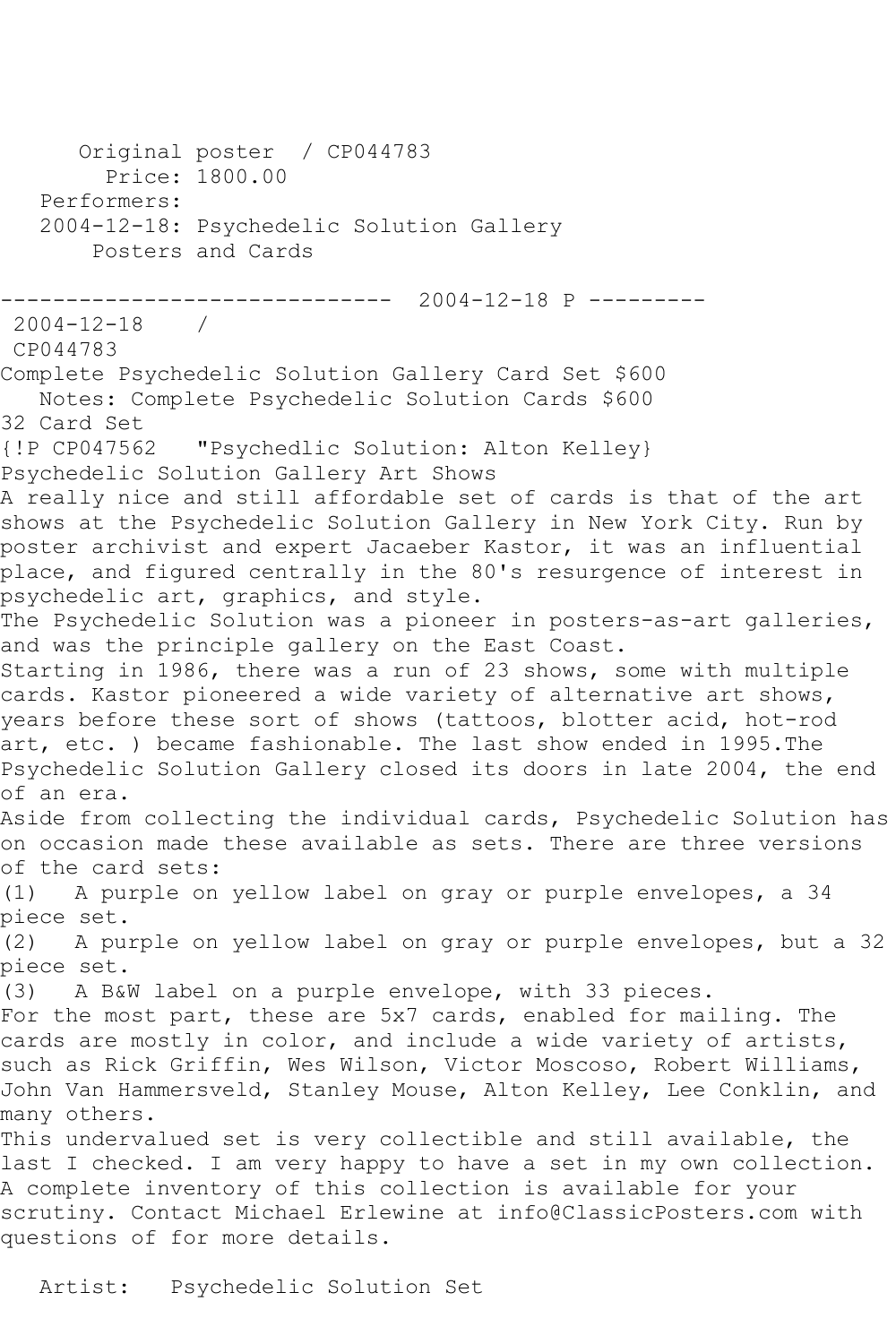Original poster / CP044783

Price: 1800.00

Performers:

2004-12-18: Psychedelic Solution Gallery Posters and Cards

------------------------------ 2004-12-18 P ---------

2004-12-18 /

CP044783

Complete Psychedelic Solution Gallery Card Set $600

Notes: Complete Psychedelic Solution Cards $600

32 Card Set

{!P CP047562 "Psychdlic Solution: Alton Kelley}

Psychedelic Solution Gallery Art Shows

A really nice and still affordable set of cards is that of the art shows at the Psychedelic Solution Gallery in New York City. Run by poster archivist and expert Jacaeber Kastor, it was an influential place, and figured centrally in the 80's resurgence of interest in psychedelic art, graphics, and style.

The Psychedelic Solution was a pioneer in posters-as-art galleries, and was the principle gallery on the East Coast.

Starting in 1986, there was a run of 23 shows, some with multiple cards. Kastor pioneered a wide variety of alternative art shows, years before these sort of shows (tattoos, blotter acid, hot-rod art, etc. ) became fashionable. The last show ended in 1995.The Psychedelic Solution Gallery closed its doors in late 2004, the end of an era.

Aside from collecting the individual cards, Psychedelic Solution has on occasion made these available as sets. There are three versions of the card sets:

(1) A purple on yellow label on gray or purple envelopes, a 34 piece set.

(2) A purple on yellow label on gray or purple envelopes, but a 32 piece set.

(3) A B&W label on a purple envelope, with 33 pieces.

For the most part, these are 5x7 cards, enabled for mailing. The cards are mostly in color, and include a wide variety of artists, such as Rick Griffin, Wes Wilson, Victor Moscoso, Robert Williams, John Van Hammersveld, Stanley Mouse, Alton Kelley, Lee Conklin, and many others.

This undervalued set is very collectible and still available, the last I checked. I am very happy to have a set in my own collection. A complete inventory of this collection is available for your scrutiny. Contact Michael Erlewine at info@ClassicPosters.com with questions of for more details.

Artist: Psychedelic Solution Set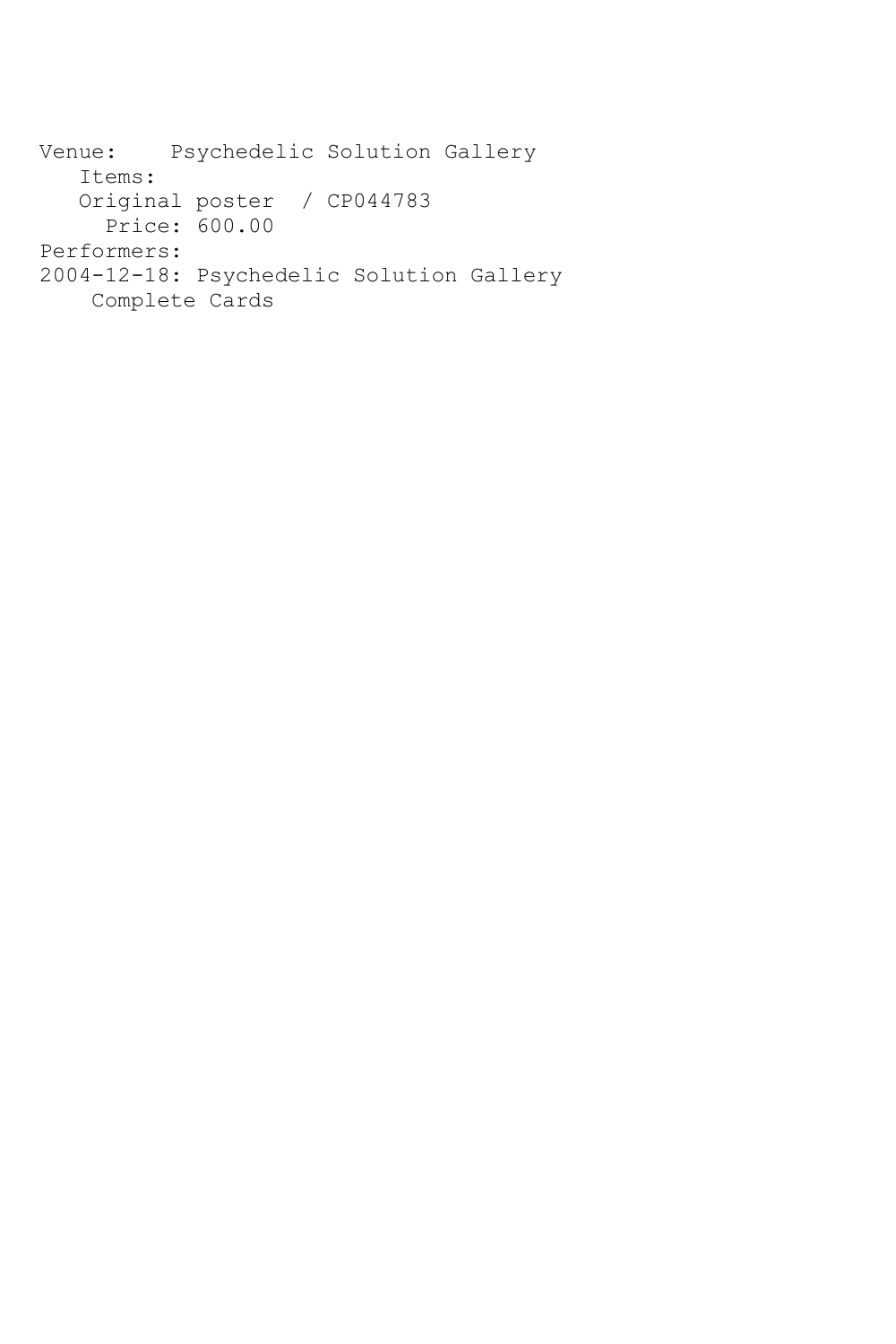Venue: Psychedelic Solution Gallery

Items:

Original poster / CP044783

Price: 600.00

Performers:

2004-12-18: Psychedelic Solution Gallery

Complete Cards